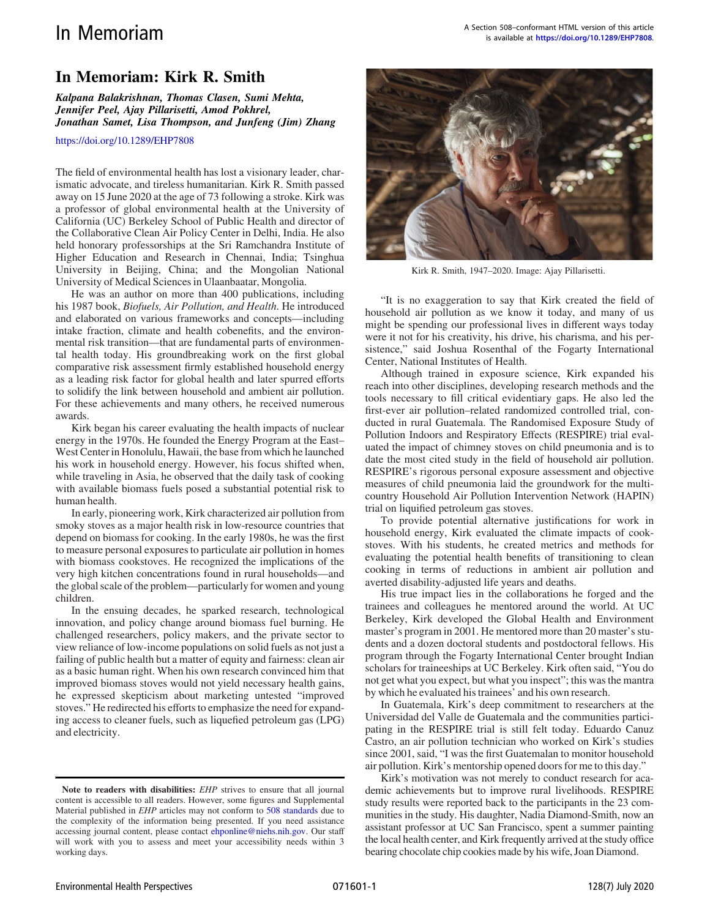# In Memoriam: Kirk R. Smith

***Kalpana Balakrishnan, Thomas Clasen, Sumi Mehta, Jennifer Peel, Ajay Pillarisetti, Amod Pokhrel, Jonathan Samet, Lisa Thompson, and Junfeng (Jim) Zhang***

https://doi.org/10.1289/EHP7808

The field of environmental health has lost a visionary leader, charismatic advocate, and tireless humanitarian. Kirk R. Smith passed away on 15 June 2020 at the age of 73 following a stroke. Kirk was a professor of global environmental health at the University of California (UC) Berkeley School of Public Health and director of the Collaborative Clean Air Policy Center in Delhi, India. He also held honorary professorships at the Sri Ramchandra Institute of Higher Education and Research in Chennai, India; Tsinghua University in Beijing, China; and the Mongolian National University of Medical Sciences in Ulaanbaatar, Mongolia.

He was an author on more than 400 publications, including his 1987 book, *Biofuels, Air Pollution, and Health*. He introduced and elaborated on various frameworks and concepts—including intake fraction, climate and health cobenefits, and the environmental risk transition—that are fundamental parts of environmental health today. His groundbreaking work on the first global comparative risk assessment firmly established household energy as a leading risk factor for global health and later spurred efforts to solidify the link between household and ambient air pollution. For these achievements and many others, he received numerous awards.

Kirk began his career evaluating the health impacts of nuclear energy in the 1970s. He founded the Energy Program at the East–West Center in Honolulu, Hawaii, the base from which he launched his work in household energy. However, his focus shifted when, while traveling in Asia, he observed that the daily task of cooking with available biomass fuels posed a substantial potential risk to human health.

In early, pioneering work, Kirk characterized air pollution from smoky stoves as a major health risk in low-resource countries that depend on biomass for cooking. In the early 1980s, he was the first to measure personal exposures to particulate air pollution in homes with biomass cookstoves. He recognized the implications of the very high kitchen concentrations found in rural households—and the global scale of the problem—particularly for women and young children.

In the ensuing decades, he sparked research, technological innovation, and policy change around biomass fuel burning. He challenged researchers, policy makers, and the private sector to view reliance of low-income populations on solid fuels as not just a failing of public health but a matter of equity and fairness: clean air as a basic human right. When his own research convinced him that improved biomass stoves would not yield necessary health gains, he expressed skepticism about marketing untested "improved stoves." He redirected his efforts to emphasize the need for expanding access to cleaner fuels, such as liquefied petroleum gas (LPG) and electricity.

Kirk R. Smith, 1947–2020. Image: Ajay Pillarisetti.

"It is no exaggeration to say that Kirk created the field of household air pollution as we know it today, and many of us might be spending our professional lives in different ways today were it not for his creativity, his drive, his charisma, and his persistence," said Joshua Rosenthal of the Fogarty International Center, National Institutes of Health.

Although trained in exposure science, Kirk expanded his reach into other disciplines, developing research methods and the tools necessary to fill critical evidentiary gaps. He also led the first-ever air pollution–related randomized controlled trial, conducted in rural Guatemala. The Randomised Exposure Study of Pollution Indoors and Respiratory Effects (RESPIRE) trial evaluated the impact of chimney stoves on child pneumonia and is to date the most cited study in the field of household air pollution. RESPIRE's rigorous personal exposure assessment and objective measures of child pneumonia laid the groundwork for the multicountry Household Air Pollution Intervention Network (HAPIN) trial on liquified petroleum gas stoves.

To provide potential alternative justifications for work in household energy, Kirk evaluated the climate impacts of cookstoves. With his students, he created metrics and methods for evaluating the potential health benefits of transitioning to clean cooking in terms of reductions in ambient air pollution and averted disability-adjusted life years and deaths.

His true impact lies in the collaborations he forged and the trainees and colleagues he mentored around the world. At UC Berkeley, Kirk developed the Global Health and Environment master's program in 2001. He mentored more than 20 master's students and a dozen doctoral students and postdoctoral fellows. His program through the Fogarty International Center brought Indian scholars for traineeships at UC Berkeley. Kirk often said, "You do not get what you expect, but what you inspect"; this was the mantra by which he evaluated his trainees' and his own research.

In Guatemala, Kirk's deep commitment to researchers at the Universidad del Valle de Guatemala and the communities participating in the RESPIRE trial is still felt today. Eduardo Canuz Castro, an air pollution technician who worked on Kirk's studies since 2001, said, "I was the first Guatemalan to monitor household air pollution. Kirk's mentorship opened doors for me to this day."

Kirk's motivation was not merely to conduct research for academic achievements but to improve rural livelihoods. RESPIRE study results were reported back to the participants in the 23 communities in the study. His daughter, Nadia Diamond-Smith, now an assistant professor at UC San Francisco, spent a summer painting the local health center, and Kirk frequently arrived at the study office bearing chocolate chip cookies made by his wife, Joan Diamond.

**Note to readers with disabilities:** *EHP* strives to ensure that all journal content is accessible to all readers. However, some figures and Supplemental Material published in *EHP* articles may not conform to 508 standards due to the complexity of the information being presented. If you need assistance accessing journal content, please contact ehponline@niehs.nih.gov. Our staff will work with you to assess and meet your accessibility needs within 3 working days.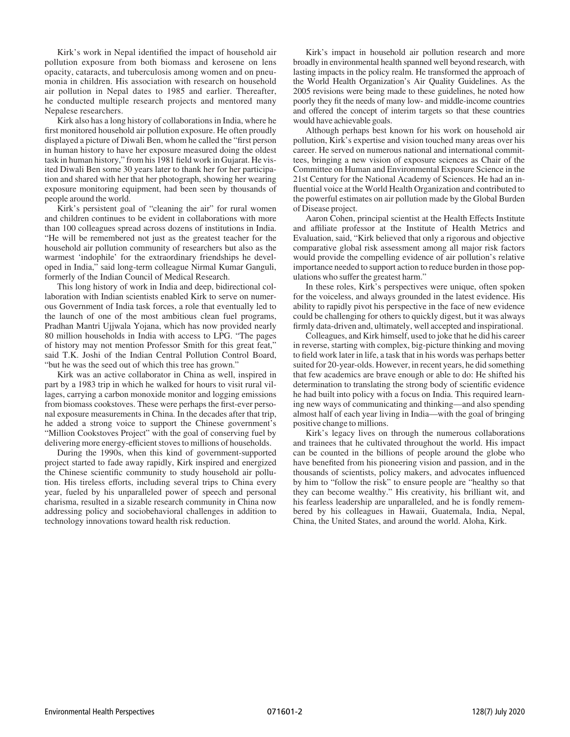Kirk's work in Nepal identified the impact of household air pollution exposure from both biomass and kerosene on lens opacity, cataracts, and tuberculosis among women and on pneumonia in children. His association with research on household air pollution in Nepal dates to 1985 and earlier. Thereafter, he conducted multiple research projects and mentored many Nepalese researchers.

Kirk also has a long history of collaborations in India, where he first monitored household air pollution exposure. He often proudly displayed a picture of Diwali Ben, whom he called the "first person in human history to have her exposure measured doing the oldest task in human history," from his 1981 field work in Gujarat. He visited Diwali Ben some 30 years later to thank her for her participation and shared with her that her photograph, showing her wearing exposure monitoring equipment, had been seen by thousands of people around the world.

Kirk's persistent goal of "cleaning the air" for rural women and children continues to be evident in collaborations with more than 100 colleagues spread across dozens of institutions in India. "He will be remembered not just as the greatest teacher for the household air pollution community of researchers but also as the warmest 'indophile' for the extraordinary friendships he developed in India," said long-term colleague Nirmal Kumar Ganguli, formerly of the Indian Council of Medical Research.

This long history of work in India and deep, bidirectional collaboration with Indian scientists enabled Kirk to serve on numerous Government of India task forces, a role that eventually led to the launch of one of the most ambitious clean fuel programs, Pradhan Mantri Ujjwala Yojana, which has now provided nearly 80 million households in India with access to LPG. "The pages of history may not mention Professor Smith for this great feat," said T.K. Joshi of the Indian Central Pollution Control Board, "but he was the seed out of which this tree has grown."

Kirk was an active collaborator in China as well, inspired in part by a 1983 trip in which he walked for hours to visit rural villages, carrying a carbon monoxide monitor and logging emissions from biomass cookstoves. These were perhaps the first-ever personal exposure measurements in China. In the decades after that trip, he added a strong voice to support the Chinese government's "Million Cookstoves Project" with the goal of conserving fuel by delivering more energy-efficient stoves to millions of households.

During the 1990s, when this kind of government-supported project started to fade away rapidly, Kirk inspired and energized the Chinese scientific community to study household air pollution. His tireless efforts, including several trips to China every year, fueled by his unparalleled power of speech and personal charisma, resulted in a sizable research community in China now addressing policy and sociobehavioral challenges in addition to technology innovations toward health risk reduction.

Kirk's impact in household air pollution research and more broadly in environmental health spanned well beyond research, with lasting impacts in the policy realm. He transformed the approach of the World Health Organization's Air Quality Guidelines. As the 2005 revisions were being made to these guidelines, he noted how poorly they fit the needs of many low- and middle-income countries and offered the concept of interim targets so that these countries would have achievable goals.

Although perhaps best known for his work on household air pollution, Kirk's expertise and vision touched many areas over his career. He served on numerous national and international committees, bringing a new vision of exposure sciences as Chair of the Committee on Human and Environmental Exposure Science in the 21st Century for the National Academy of Sciences. He had an influential voice at the World Health Organization and contributed to the powerful estimates on air pollution made by the Global Burden of Disease project.

Aaron Cohen, principal scientist at the Health Effects Institute and affiliate professor at the Institute of Health Metrics and Evaluation, said, "Kirk believed that only a rigorous and objective comparative global risk assessment among all major risk factors would provide the compelling evidence of air pollution's relative importance needed to support action to reduce burden in those populations who suffer the greatest harm."

In these roles, Kirk's perspectives were unique, often spoken for the voiceless, and always grounded in the latest evidence. His ability to rapidly pivot his perspective in the face of new evidence could be challenging for others to quickly digest, but it was always firmly data-driven and, ultimately, well accepted and inspirational.

Colleagues, and Kirk himself, used to joke that he did his career in reverse, starting with complex, big-picture thinking and moving to field work later in life, a task that in his words was perhaps better suited for 20-year-olds. However, in recent years, he did something that few academics are brave enough or able to do: He shifted his determination to translating the strong body of scientific evidence he had built into policy with a focus on India. This required learning new ways of communicating and thinking—and also spending almost half of each year living in India—with the goal of bringing positive change to millions.

Kirk's legacy lives on through the numerous collaborations and trainees that he cultivated throughout the world. His impact can be counted in the billions of people around the globe who have benefited from his pioneering vision and passion, and in the thousands of scientists, policy makers, and advocates influenced by him to "follow the risk" to ensure people are "healthy so that they can become wealthy." His creativity, his brilliant wit, and his fearless leadership are unparalleled, and he is fondly remembered by his colleagues in Hawaii, Guatemala, India, Nepal, China, the United States, and around the world. Aloha, Kirk.